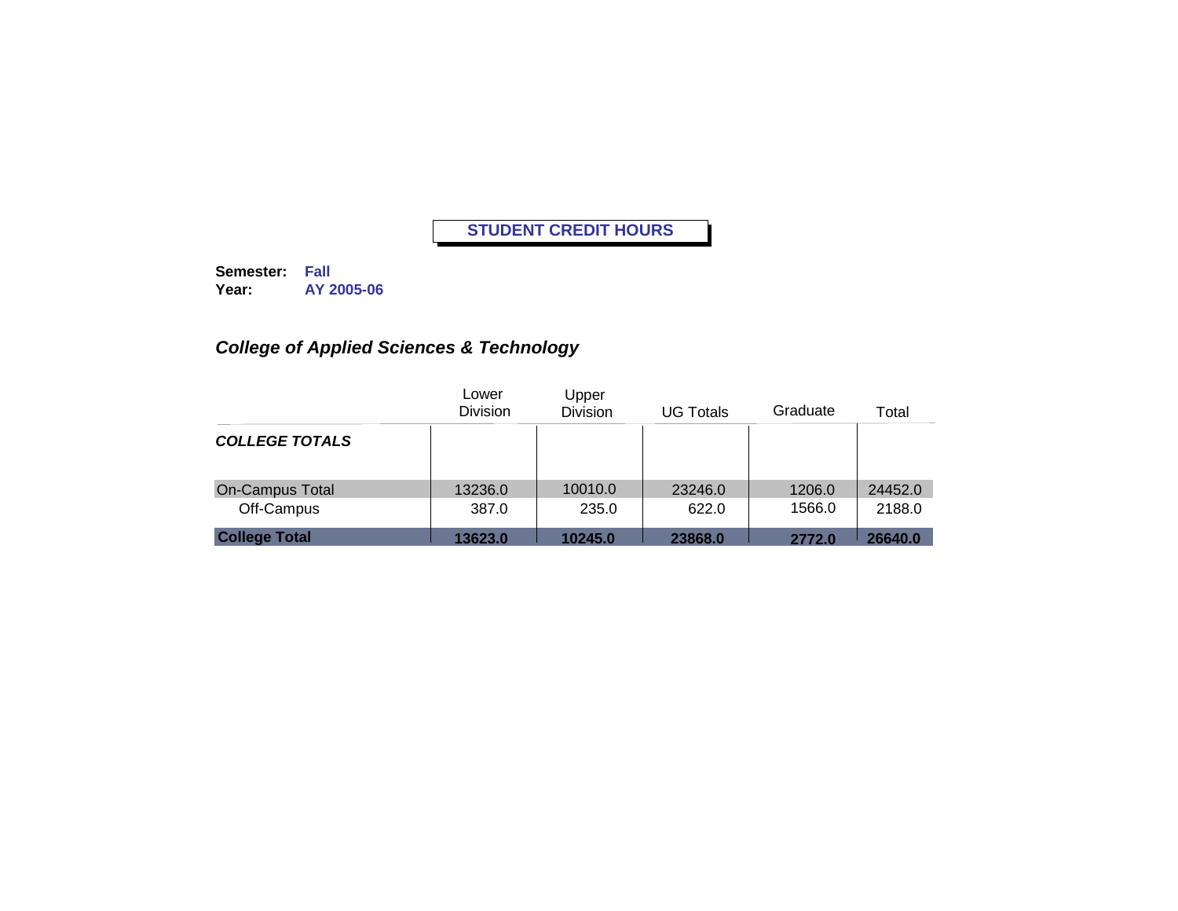# STUDENT CREDIT HOURS

**Semester:** **Fall**
**Year:** **AY 2005-06**

## *College of Applied Sciences & Technology*

| | Lower Division | Upper Division | UG Totals | Graduate | Total |
|---|---|---|---|---|---|
| ***COLLEGE TOTALS*** | | | | | |
| On-Campus Total | 13236.0 | 10010.0 | 23246.0 | 1206.0 | 24452.0 |
| Off-Campus | 387.0 | 235.0 | 622.0 | 1566.0 | 2188.0 |
| **College Total** | **13623.0** | **10245.0** | **23868.0** | **2772.0** | **26640.0** |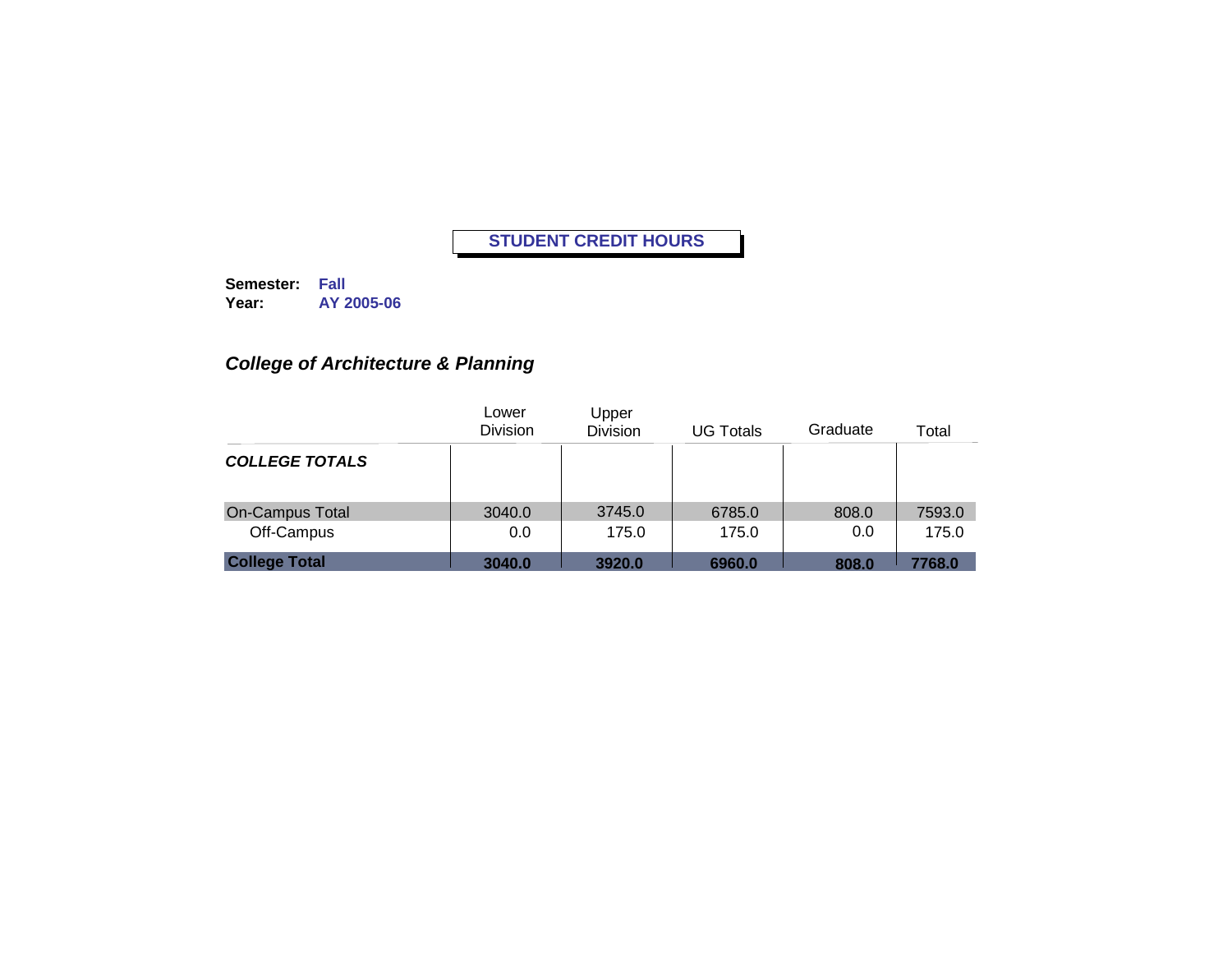## STUDENT CREDIT HOURS

**Semester:** **Fall**
**Year:** **AY 2005-06**

### *College of Architecture & Planning*

| | Lower Division | Upper Division | UG Totals | Graduate | Total |
|---|---|---|---|---|---|
| ***COLLEGE TOTALS*** | | | | | |
| On-Campus Total | 3040.0 | 3745.0 | 6785.0 | 808.0 | 7593.0 |
| Off-Campus | 0.0 | 175.0 | 175.0 | 0.0 | 175.0 |
| **College Total** | **3040.0** | **3920.0** | **6960.0** | **808.0** | **7768.0** |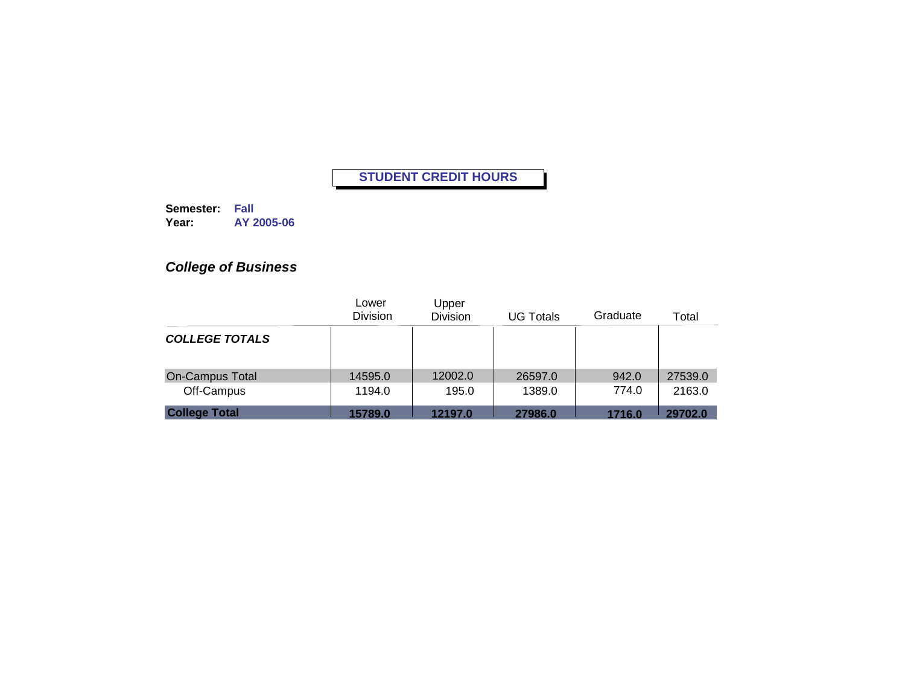**STUDENT CREDIT HOURS**

**Semester:** **Fall**
**Year:** **AY 2005-06**

***College of Business***

| | Lower Division | Upper Division | UG Totals | Graduate | Total |
|---|---|---|---|---|---|
| ***COLLEGE TOTALS*** | | | | | |
| On-Campus Total | 14595.0 | 12002.0 | 26597.0 | 942.0 | 27539.0 |
| Off-Campus | 1194.0 | 195.0 | 1389.0 | 774.0 | 2163.0 |
| **College Total** | **15789.0** | **12197.0** | **27986.0** | **1716.0** | **29702.0** |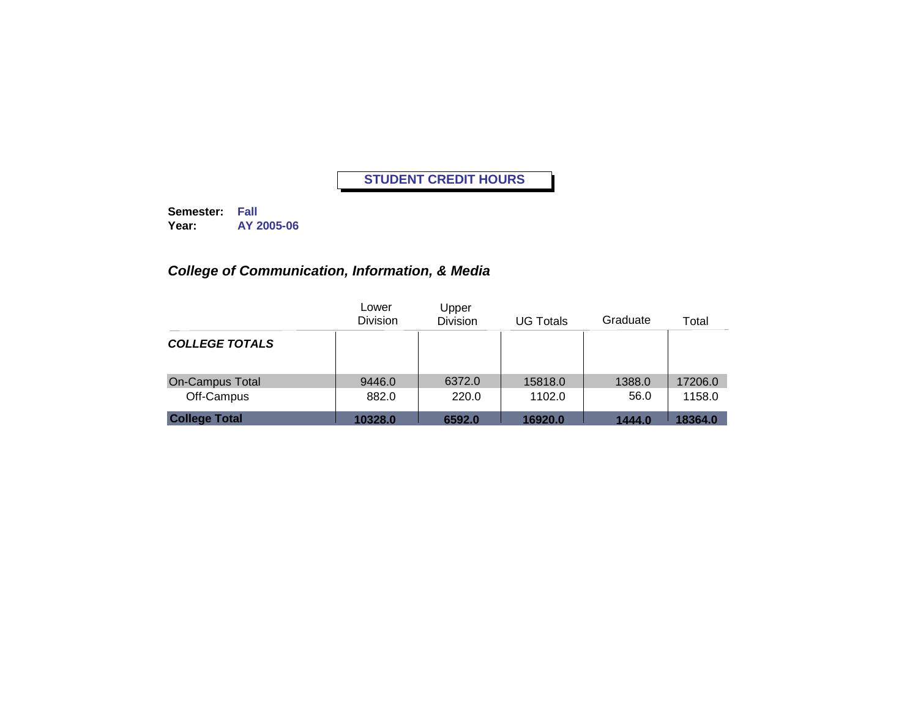## STUDENT CREDIT HOURS

**Semester:** **Fall**
**Year:** **AY 2005-06**

### *College of Communication, Information, & Media*

| | Lower Division | Upper Division | UG Totals | Graduate | Total |
|---|---|---|---|---|---|
| ***COLLEGE TOTALS*** | | | | | |
| On-Campus Total | 9446.0 | 6372.0 | 15818.0 | 1388.0 | 17206.0 |
| Off-Campus | 882.0 | 220.0 | 1102.0 | 56.0 | 1158.0 |
| **College Total** | **10328.0** | **6592.0** | **16920.0** | **1444.0** | **18364.0** |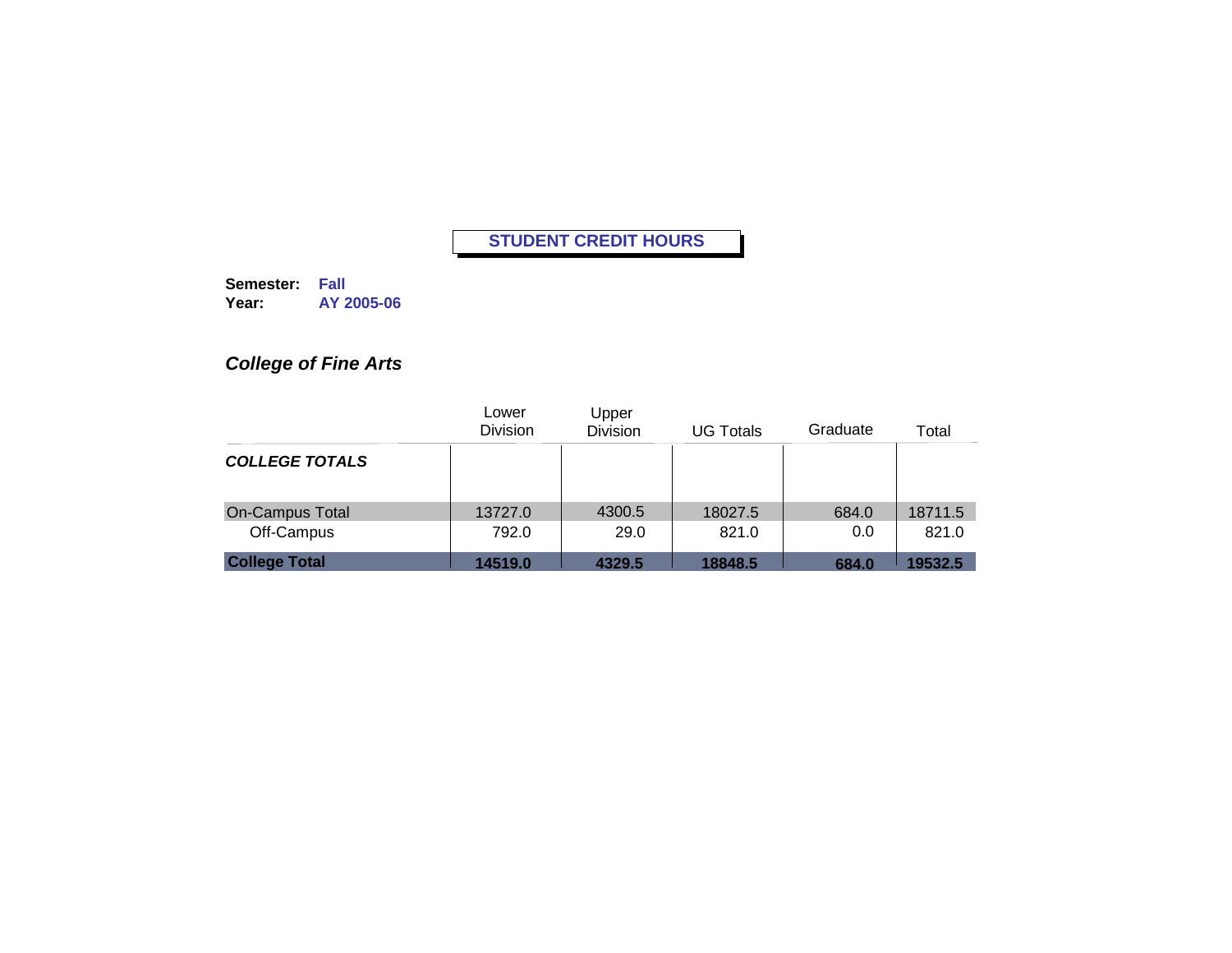# STUDENT CREDIT HOURS

**Semester:** **Fall**
**Year:** **AY 2005-06**

## *College of Fine Arts*

| | Lower Division | Upper Division | UG Totals | Graduate | Total |
|---|---|---|---|---|---|
| ***COLLEGE TOTALS*** | | | | | |
| On-Campus Total | 13727.0 | 4300.5 | 18027.5 | 684.0 | 18711.5 |
| Off-Campus | 792.0 | 29.0 | 821.0 | 0.0 | 821.0 |
| **College Total** | **14519.0** | **4329.5** | **18848.5** | **684.0** | **19532.5** |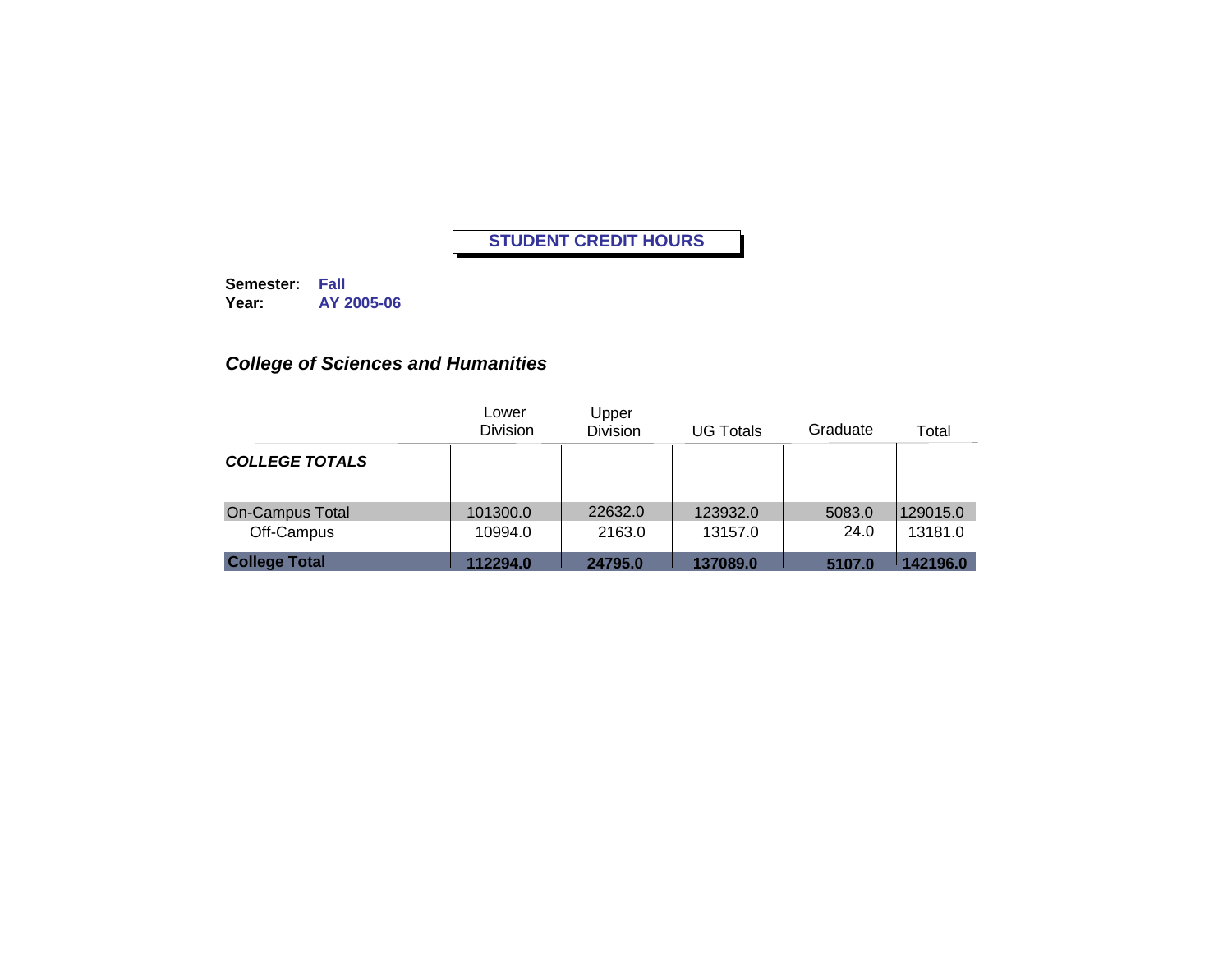# STUDENT CREDIT HOURS

**Semester:** **Fall**
**Year:** **AY 2005-06**

## *College of Sciences and Humanities*

| | Lower Division | Upper Division | UG Totals | Graduate | Total |
|---|---|---|---|---|---|
| ***COLLEGE TOTALS*** | | | | | |
| On-Campus Total | 101300.0 | 22632.0 | 123932.0 | 5083.0 | 129015.0 |
| Off-Campus | 10994.0 | 2163.0 | 13157.0 | 24.0 | 13181.0 |
| **College Total** | **112294.0** | **24795.0** | **137089.0** | **5107.0** | **142196.0** |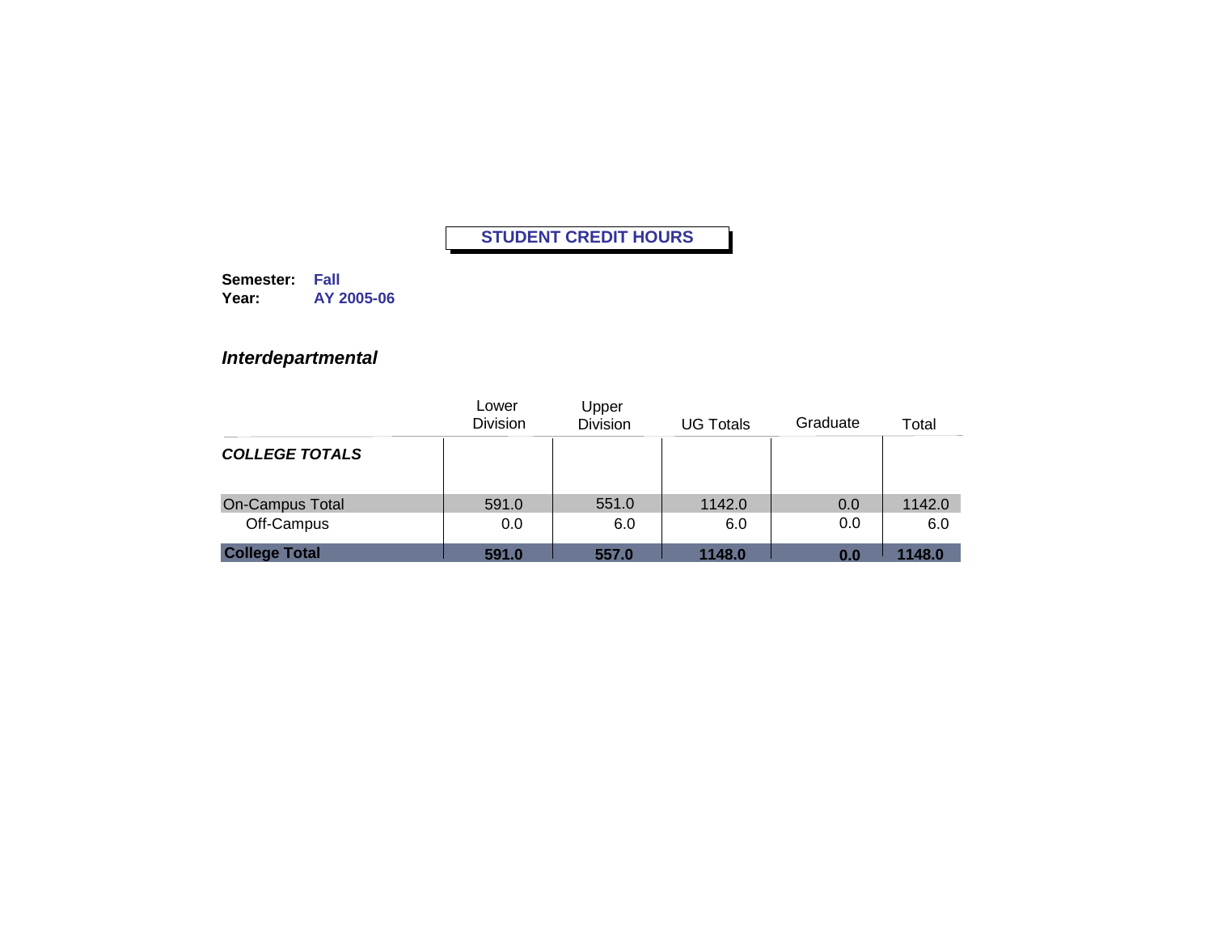# STUDENT CREDIT HOURS

**Semester:** **Fall**
**Year:** **AY 2005-06**

## *Interdepartmental*

| | Lower Division | Upper Division | UG Totals | Graduate | Total |
|---|---|---|---|---|---|
| ***COLLEGE TOTALS*** | | | | | |
| On-Campus Total | 591.0 | 551.0 | 1142.0 | 0.0 | 1142.0 |
| Off-Campus | 0.0 | 6.0 | 6.0 | 0.0 | 6.0 |
| **College Total** | **591.0** | **557.0** | **1148.0** | **0.0** | **1148.0** |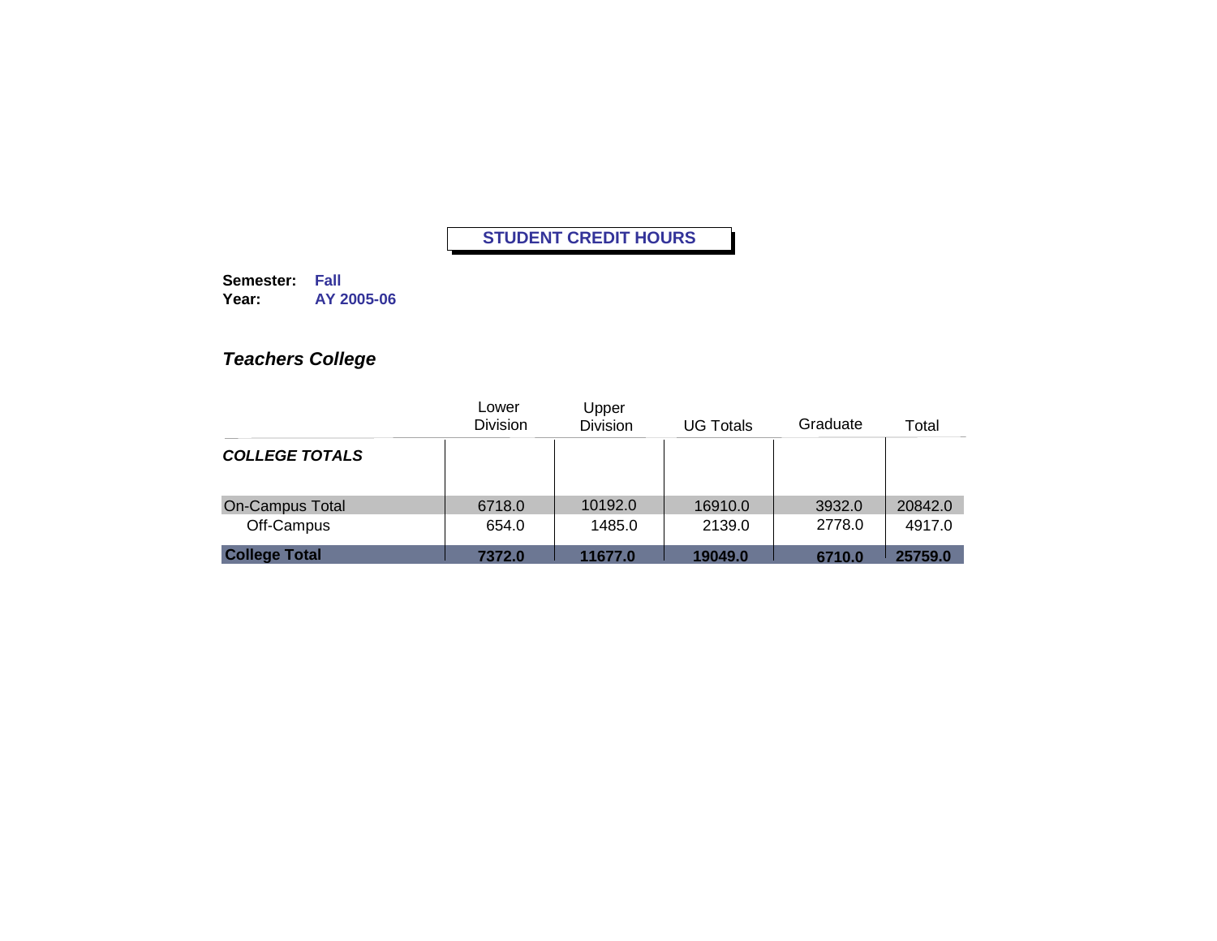**STUDENT CREDIT HOURS**

**Semester:** **Fall**
**Year:** **AY 2005-06**

## *Teachers College*

| | Lower Division | Upper Division | UG Totals | Graduate | Total |
|---|---|---|---|---|---|
| ***COLLEGE TOTALS*** | | | | | |
| On-Campus Total | 6718.0 | 10192.0 | 16910.0 | 3932.0 | 20842.0 |
| Off-Campus | 654.0 | 1485.0 | 2139.0 | 2778.0 | 4917.0 |
| **College Total** | **7372.0** | **11677.0** | **19049.0** | **6710.0** | **25759.0** |